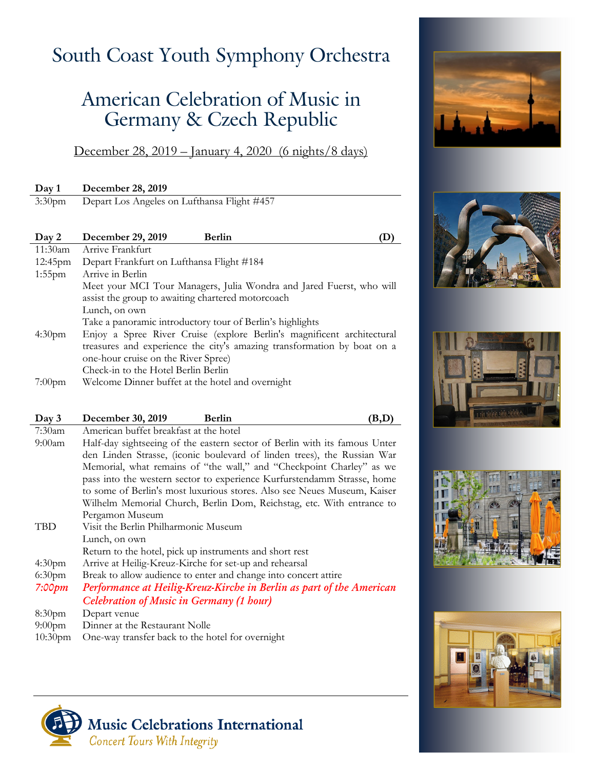# South Coast Youth Symphony Orchestra

## American Celebration of Music in Germany & Czech Republic

December 28, 2019 – January 4, 2020 (6 nights/8 days)

| **Day 1** | **December 28, 2019** |
|---|---|
| 3:30pm | Depart Los Angeles on Lufthansa Flight #457 |

| **Day 2** | **December 29, 2019 — Berlin — (D)** |
|---|---|
| 11:30am | Arrive Frankfurt |
| 12:45pm | Depart Frankfurt on Lufthansa Flight #184 |
| 1:55pm | Arrive in Berlin |
| | Meet your MCI Tour Managers, Julia Wondra and Jared Fuerst, who will assist the group to awaiting chartered motorcoach |
| | Lunch, on own |
| | Take a panoramic introductory tour of Berlin's highlights |
| 4:30pm | Enjoy a Spree River Cruise (explore Berlin's magnificent architectural treasures and experience the city's amazing transformation by boat on a one-hour cruise on the River Spree) |
| | Check-in to the Hotel Berlin Berlin |
| 7:00pm | Welcome Dinner buffet at the hotel and overnight |

| **Day 3** | **December 30, 2019 — Berlin — (B,D)** |
|---|---|
| 7:30am | American buffet breakfast at the hotel |
| 9:00am | Half-day sightseeing of the eastern sector of Berlin with its famous Unter den Linden Strasse, (iconic boulevard of linden trees), the Russian War Memorial, what remains of "the wall," and "Checkpoint Charley" as we pass into the western sector to experience Kurfurstendamm Strasse, home to some of Berlin's most luxurious stores. Also see Neues Museum, Kaiser Wilhelm Memorial Church, Berlin Dom, Reichstag, etc. With entrance to Pergamon Museum |
| TBD | Visit the Berlin Philharmonic Museum |
| | Lunch, on own |
| | Return to the hotel, pick up instruments and short rest |
| 4:30pm | Arrive at Heilig-Kreuz-Kirche for set-up and rehearsal |
| 6:30pm | Break to allow audience to enter and change into concert attire |
| ***7:00pm*** | ***Performance at Heilig-Kreuz-Kirche in Berlin as part of the American Celebration of Music in Germany (1 hour)*** |
| 8:30pm | Depart venue |
| 9:00pm | Dinner at the Restaurant Nolle |
| 10:30pm | One-way transfer back to the hotel for overnight |

**Music Celebrations International**
*Concert Tours With Integrity*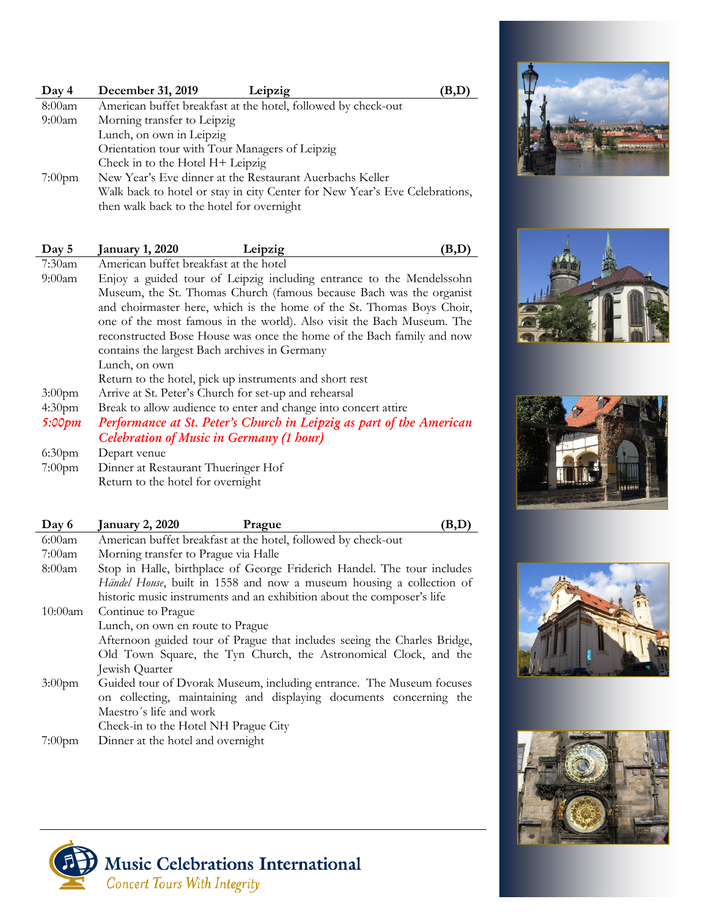| Day 4 | December 31, 2019 Leipzig | (B,D) |
|---|---|---|
| 8:00am | American buffet breakfast at the hotel, followed by check-out | |
| 9:00am | Morning transfer to Leipzig | |
| | Lunch, on own in Leipzig | |
| | Orientation tour with Tour Managers of Leipzig | |
| | Check in to the Hotel H+ Leipzig | |
| 7:00pm | New Year's Eve dinner at the Restaurant Auerbachs Keller | |
| | Walk back to hotel or stay in city Center for New Year's Eve Celebrations, then walk back to the hotel for overnight | |

| Day 5 | January 1, 2020 Leipzig | (B,D) |
|---|---|---|
| 7:30am | American buffet breakfast at the hotel | |
| 9:00am | Enjoy a guided tour of Leipzig including entrance to the Mendelssohn Museum, the St. Thomas Church (famous because Bach was the organist and choirmaster here, which is the home of the St. Thomas Boys Choir, one of the most famous in the world). Also visit the Bach Museum. The reconstructed Bose House was once the home of the Bach family and now contains the largest Bach archives in Germany | |
| | Lunch, on own | |
| | Return to the hotel, pick up instruments and short rest | |
| 3:00pm | Arrive at St. Peter's Church for set-up and rehearsal | |
| 4:30pm | Break to allow audience to enter and change into concert attire | |
| ***5:00pm*** | ***Performance at St. Peter's Church in Leipzig as part of the American Celebration of Music in Germany (1 hour)*** | |
| 6:30pm | Depart venue | |
| 7:00pm | Dinner at Restaurant Thueringer Hof | |
| | Return to the hotel for overnight | |

| Day 6 | January 2, 2020 Prague | (B,D) |
|---|---|---|
| 6:00am | American buffet breakfast at the hotel, followed by check-out | |
| 7:00am | Morning transfer to Prague via Halle | |
| 8:00am | Stop in Halle, birthplace of George Friderich Handel. The tour includes *Händel House*, built in 1558 and now a museum housing a collection of historic music instruments and an exhibition about the composer's life | |
| 10:00am | Continue to Prague | |
| | Lunch, on own en route to Prague | |
| | Afternoon guided tour of Prague that includes seeing the Charles Bridge, Old Town Square, the Tyn Church, the Astronomical Clock, and the Jewish Quarter | |
| 3:00pm | Guided tour of Dvorak Museum, including entrance. The Museum focuses on collecting, maintaining and displaying documents concerning the Maestro´s life and work | |
| | Check-in to the Hotel NH Prague City | |
| 7:00pm | Dinner at the hotel and overnight | |

**Music Celebrations International**
*Concert Tours With Integrity*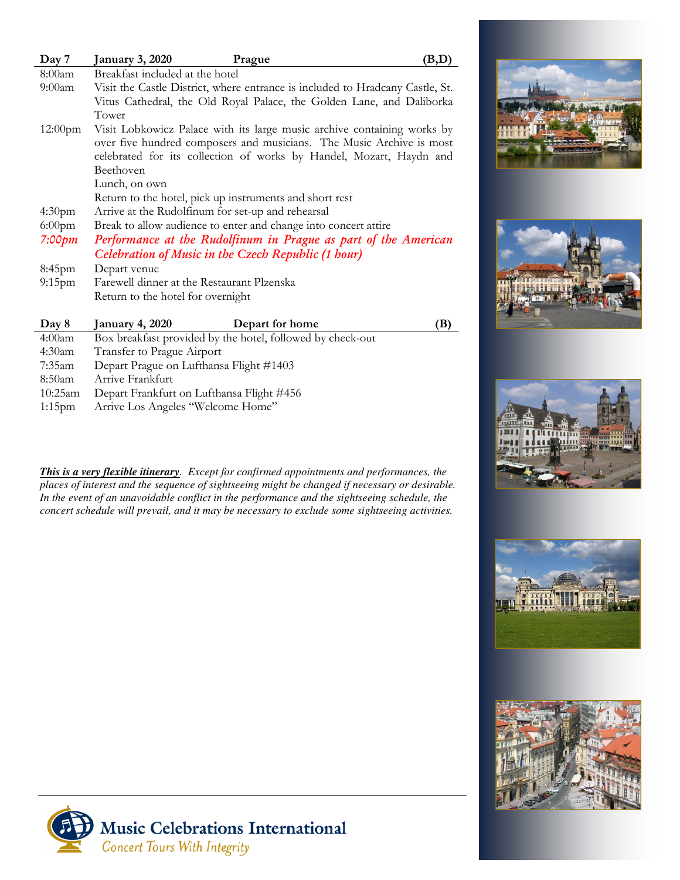| Day 7 | January 3, 2020 | Prague | (B,D) |
|---|---|---|---|
| 8:00am | Breakfast included at the hotel | | |
| 9:00am | Visit the Castle District, where entrance is included to Hradcany Castle, St. Vitus Cathedral, the Old Royal Palace, the Golden Lane, and Daliborka Tower | | |
| 12:00pm | Visit Lobkowicz Palace with its large music archive containing works by over five hundred composers and musicians. The Music Archive is most celebrated for its collection of works by Handel, Mozart, Haydn and Beethoven | | |
| | Lunch, on own | | |
| | Return to the hotel, pick up instruments and short rest | | |
| 4:30pm | Arrive at the Rudolfinum for set-up and rehearsal | | |
| 6:00pm | Break to allow audience to enter and change into concert attire | | |
| ***7:00pm*** | ***Performance at the Rudolfinum in Prague as part of the American Celebration of Music in the Czech Republic (1 hour)*** | | |
| 8:45pm | Depart venue | | |
| 9:15pm | Farewell dinner at the Restaurant Plzenska | | |
| | Return to the hotel for overnight | | |

| Day 8 | January 4, 2020 | Depart for home | (B) |
|---|---|---|---|
| 4:00am | Box breakfast provided by the hotel, followed by check-out | | |
| 4:30am | Transfer to Prague Airport | | |
| 7:35am | Depart Prague on Lufthansa Flight #1403 | | |
| 8:50am | Arrive Frankfurt | | |
| 10:25am | Depart Frankfurt on Lufthansa Flight #456 | | |
| 1:15pm | Arrive Los Angeles "Welcome Home" | | |

***This is a very flexible itinerary***. *Except for confirmed appointments and performances, the places of interest and the sequence of sightseeing might be changed if necessary or desirable. In the event of an unavoidable conflict in the performance and the sightseeing schedule, the concert schedule will prevail, and it may be necessary to exclude some sightseeing activities.*

**Music Celebrations International**
*Concert Tours With Integrity*